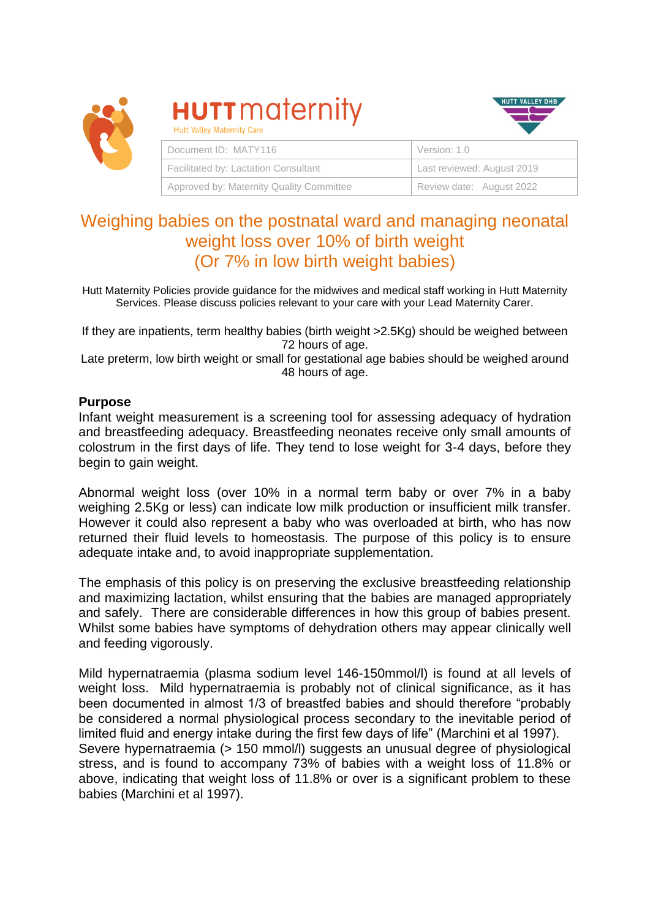**HUTT maternity**
Hutt Valley Maternity Care

HUTT VALLEY DHB

| Document ID: MATY116 | Version: 1.0 |
| --- | --- |
| Facilitated by: Lactation Consultant | Last reviewed: August 2019 |
| Approved by: Maternity Quality Committee | Review date: August 2022 |

# Weighing babies on the postnatal ward and managing neonatal weight loss over 10% of birth weight (Or 7% in low birth weight babies)

Hutt Maternity Policies provide guidance for the midwives and medical staff working in Hutt Maternity Services. Please discuss policies relevant to your care with your Lead Maternity Carer.

If they are inpatients, term healthy babies (birth weight >2.5Kg) should be weighed between 72 hours of age.
Late preterm, low birth weight or small for gestational age babies should be weighed around 48 hours of age.

## Purpose

Infant weight measurement is a screening tool for assessing adequacy of hydration and breastfeeding adequacy. Breastfeeding neonates receive only small amounts of colostrum in the first days of life. They tend to lose weight for 3-4 days, before they begin to gain weight.

Abnormal weight loss (over 10% in a normal term baby or over 7% in a baby weighing 2.5Kg or less) can indicate low milk production or insufficient milk transfer. However it could also represent a baby who was overloaded at birth, who has now returned their fluid levels to homeostasis. The purpose of this policy is to ensure adequate intake and, to avoid inappropriate supplementation.

The emphasis of this policy is on preserving the exclusive breastfeeding relationship and maximizing lactation, whilst ensuring that the babies are managed appropriately and safely. There are considerable differences in how this group of babies present. Whilst some babies have symptoms of dehydration others may appear clinically well and feeding vigorously.

Mild hypernatraemia (plasma sodium level 146-150mmol/l) is found at all levels of weight loss. Mild hypernatraemia is probably not of clinical significance, as it has been documented in almost 1/3 of breastfed babies and should therefore "probably be considered a normal physiological process secondary to the inevitable period of limited fluid and energy intake during the first few days of life" (Marchini et al 1997).
Severe hypernatraemia (> 150 mmol/l) suggests an unusual degree of physiological stress, and is found to accompany 73% of babies with a weight loss of 11.8% or above, indicating that weight loss of 11.8% or over is a significant problem to these babies (Marchini et al 1997).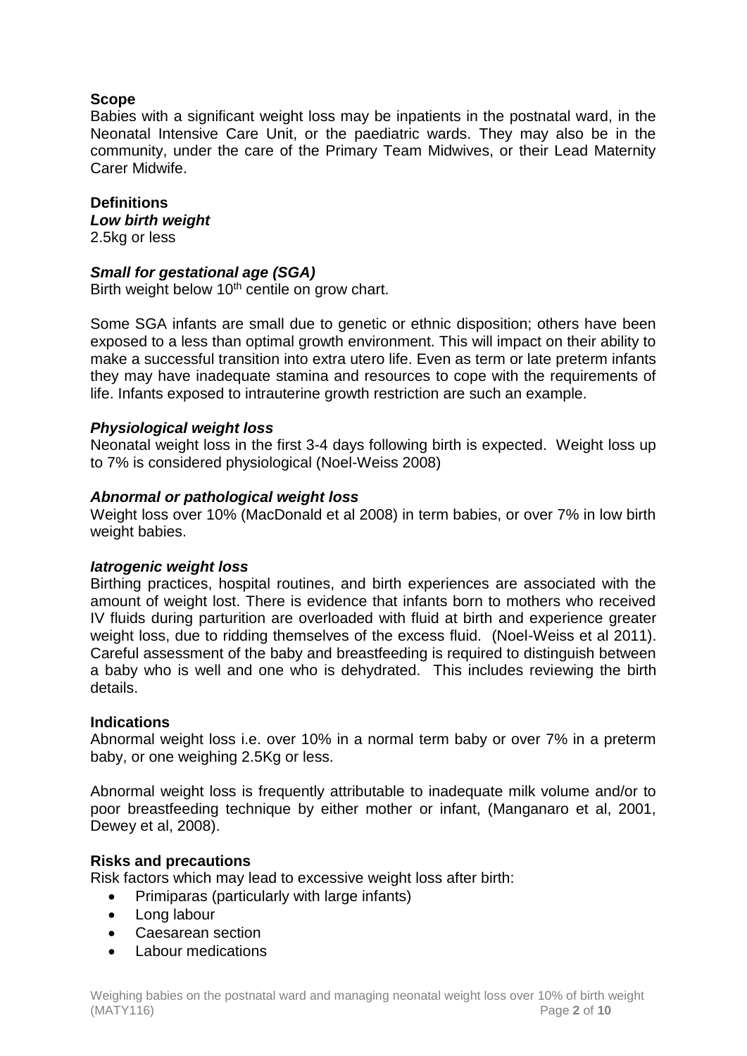**Scope**

Babies with a significant weight loss may be inpatients in the postnatal ward, in the Neonatal Intensive Care Unit, or the paediatric wards. They may also be in the community, under the care of the Primary Team Midwives, or their Lead Maternity Carer Midwife.

**Definitions**

***Low birth weight***

2.5kg or less

***Small for gestational age (SGA)***

Birth weight below 10th centile on grow chart.

Some SGA infants are small due to genetic or ethnic disposition; others have been exposed to a less than optimal growth environment. This will impact on their ability to make a successful transition into extra utero life. Even as term or late preterm infants they may have inadequate stamina and resources to cope with the requirements of life. Infants exposed to intrauterine growth restriction are such an example.

***Physiological weight loss***

Neonatal weight loss in the first 3-4 days following birth is expected. Weight loss up to 7% is considered physiological (Noel-Weiss 2008)

***Abnormal or pathological weight loss***

Weight loss over 10% (MacDonald et al 2008) in term babies, or over 7% in low birth weight babies.

***Iatrogenic weight loss***

Birthing practices, hospital routines, and birth experiences are associated with the amount of weight lost. There is evidence that infants born to mothers who received IV fluids during parturition are overloaded with fluid at birth and experience greater weight loss, due to ridding themselves of the excess fluid. (Noel-Weiss et al 2011). Careful assessment of the baby and breastfeeding is required to distinguish between a baby who is well and one who is dehydrated. This includes reviewing the birth details.

**Indications**

Abnormal weight loss i.e. over 10% in a normal term baby or over 7% in a preterm baby, or one weighing 2.5Kg or less.

Abnormal weight loss is frequently attributable to inadequate milk volume and/or to poor breastfeeding technique by either mother or infant, (Manganaro et al, 2001, Dewey et al, 2008).

**Risks and precautions**

Risk factors which may lead to excessive weight loss after birth:

- Primiparas (particularly with large infants)
- Long labour
- Caesarean section
- Labour medications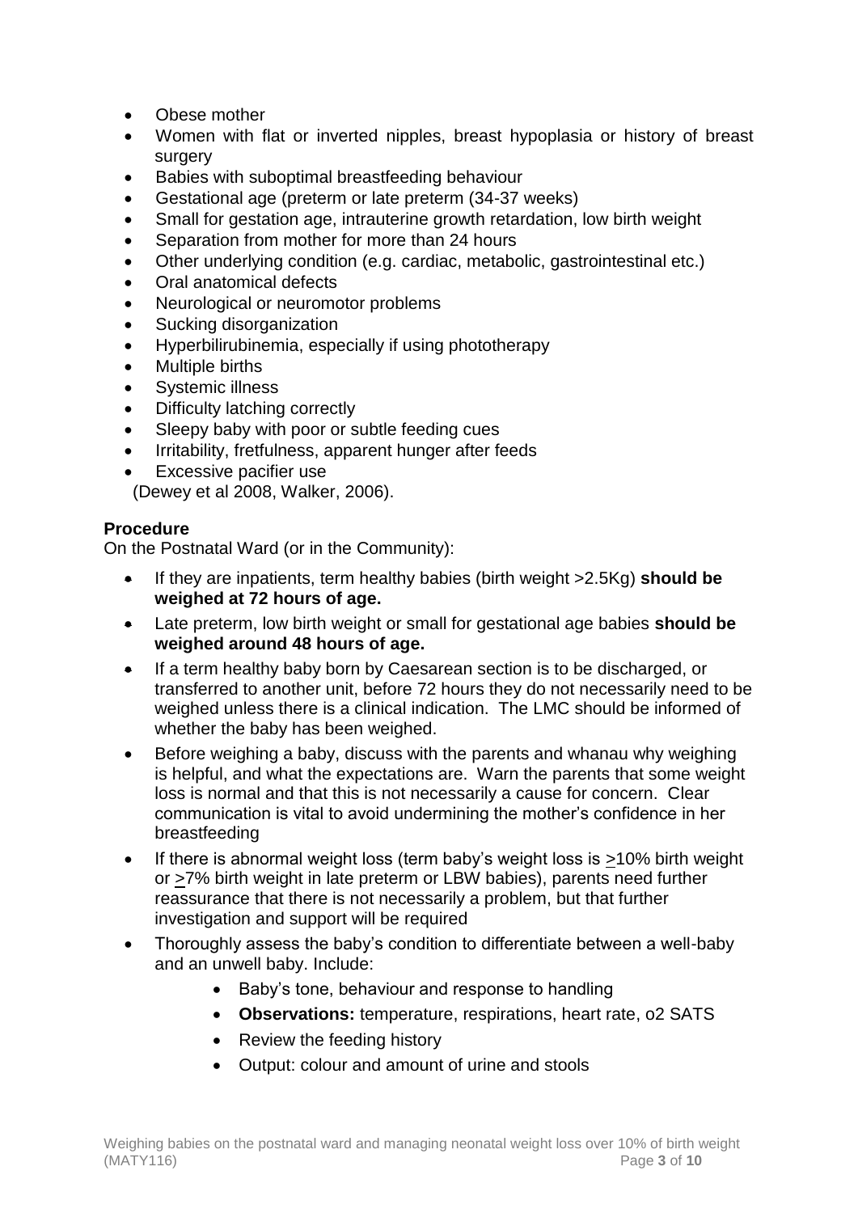- Obese mother
- Women with flat or inverted nipples, breast hypoplasia or history of breast surgery
- Babies with suboptimal breastfeeding behaviour
- Gestational age (preterm or late preterm (34-37 weeks)
- Small for gestation age, intrauterine growth retardation, low birth weight
- Separation from mother for more than 24 hours
- Other underlying condition (e.g. cardiac, metabolic, gastrointestinal etc.)
- Oral anatomical defects
- Neurological or neuromotor problems
- Sucking disorganization
- Hyperbilirubinemia, especially if using phototherapy
- Multiple births
- Systemic illness
- Difficulty latching correctly
- Sleepy baby with poor or subtle feeding cues
- Irritability, fretfulness, apparent hunger after feeds
- Excessive pacifier use

(Dewey et al 2008, Walker, 2006).

**Procedure**

On the Postnatal Ward (or in the Community):

- If they are inpatients, term healthy babies (birth weight >2.5Kg) **should be weighed at 72 hours of age.**
- Late preterm, low birth weight or small for gestational age babies **should be weighed around 48 hours of age.**
- If a term healthy baby born by Caesarean section is to be discharged, or transferred to another unit, before 72 hours they do not necessarily need to be weighed unless there is a clinical indication. The LMC should be informed of whether the baby has been weighed.
- Before weighing a baby, discuss with the parents and whanau why weighing is helpful, and what the expectations are. Warn the parents that some weight loss is normal and that this is not necessarily a cause for concern. Clear communication is vital to avoid undermining the mother's confidence in her breastfeeding
- If there is abnormal weight loss (term baby's weight loss is ≥10% birth weight or ≥7% birth weight in late preterm or LBW babies), parents need further reassurance that there is not necessarily a problem, but that further investigation and support will be required
- Thoroughly assess the baby's condition to differentiate between a well-baby and an unwell baby. Include:
  - Baby's tone, behaviour and response to handling
  - **Observations:** temperature, respirations, heart rate, o2 SATS
  - Review the feeding history
  - Output: colour and amount of urine and stools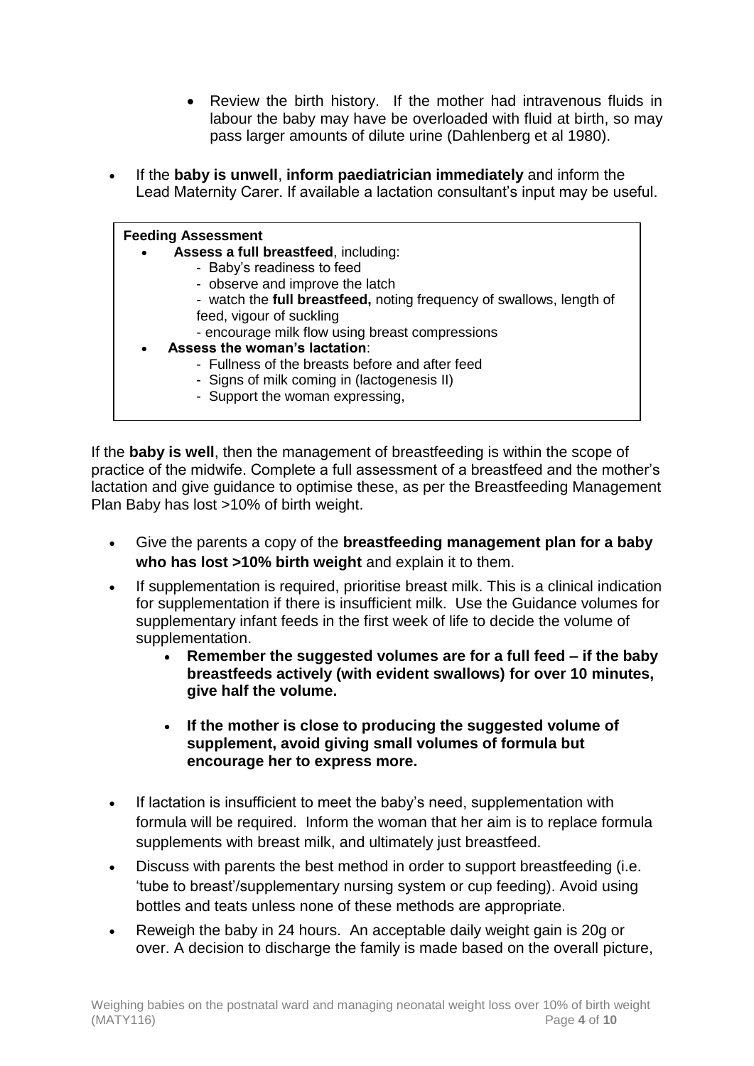- Review the birth history. If the mother had intravenous fluids in labour the baby may have be overloaded with fluid at birth, so may pass larger amounts of dilute urine (Dahlenberg et al 1980).

- If the **baby is unwell**, **inform paediatrician immediately** and inform the Lead Maternity Carer. If available a lactation consultant's input may be useful.

> **Feeding Assessment**
>
> - **Assess a full breastfeed**, including:
>   - Baby's readiness to feed
>   - observe and improve the latch
>   - watch the **full breastfeed,** noting frequency of swallows, length of feed, vigour of suckling
>   - encourage milk flow using breast compressions
> - **Assess the woman's lactation**:
>   - Fullness of the breasts before and after feed
>   - Signs of milk coming in (lactogenesis II)
>   - Support the woman expressing,

If the **baby is well**, then the management of breastfeeding is within the scope of practice of the midwife. Complete a full assessment of a breastfeed and the mother's lactation and give guidance to optimise these, as per the Breastfeeding Management Plan Baby has lost >10% of birth weight.

- Give the parents a copy of the **breastfeeding management plan for a baby who has lost >10% birth weight** and explain it to them.
- If supplementation is required, prioritise breast milk. This is a clinical indication for supplementation if there is insufficient milk. Use the Guidance volumes for supplementary infant feeds in the first week of life to decide the volume of supplementation.
    - **Remember the suggested volumes are for a full feed – if the baby breastfeeds actively (with evident swallows) for over 10 minutes, give half the volume.**
    - **If the mother is close to producing the suggested volume of supplement, avoid giving small volumes of formula but encourage her to express more.**
- If lactation is insufficient to meet the baby's need, supplementation with formula will be required. Inform the woman that her aim is to replace formula supplements with breast milk, and ultimately just breastfeed.
- Discuss with parents the best method in order to support breastfeeding (i.e. 'tube to breast'/supplementary nursing system or cup feeding). Avoid using bottles and teats unless none of these methods are appropriate.
- Reweigh the baby in 24 hours. An acceptable daily weight gain is 20g or over. A decision to discharge the family is made based on the overall picture,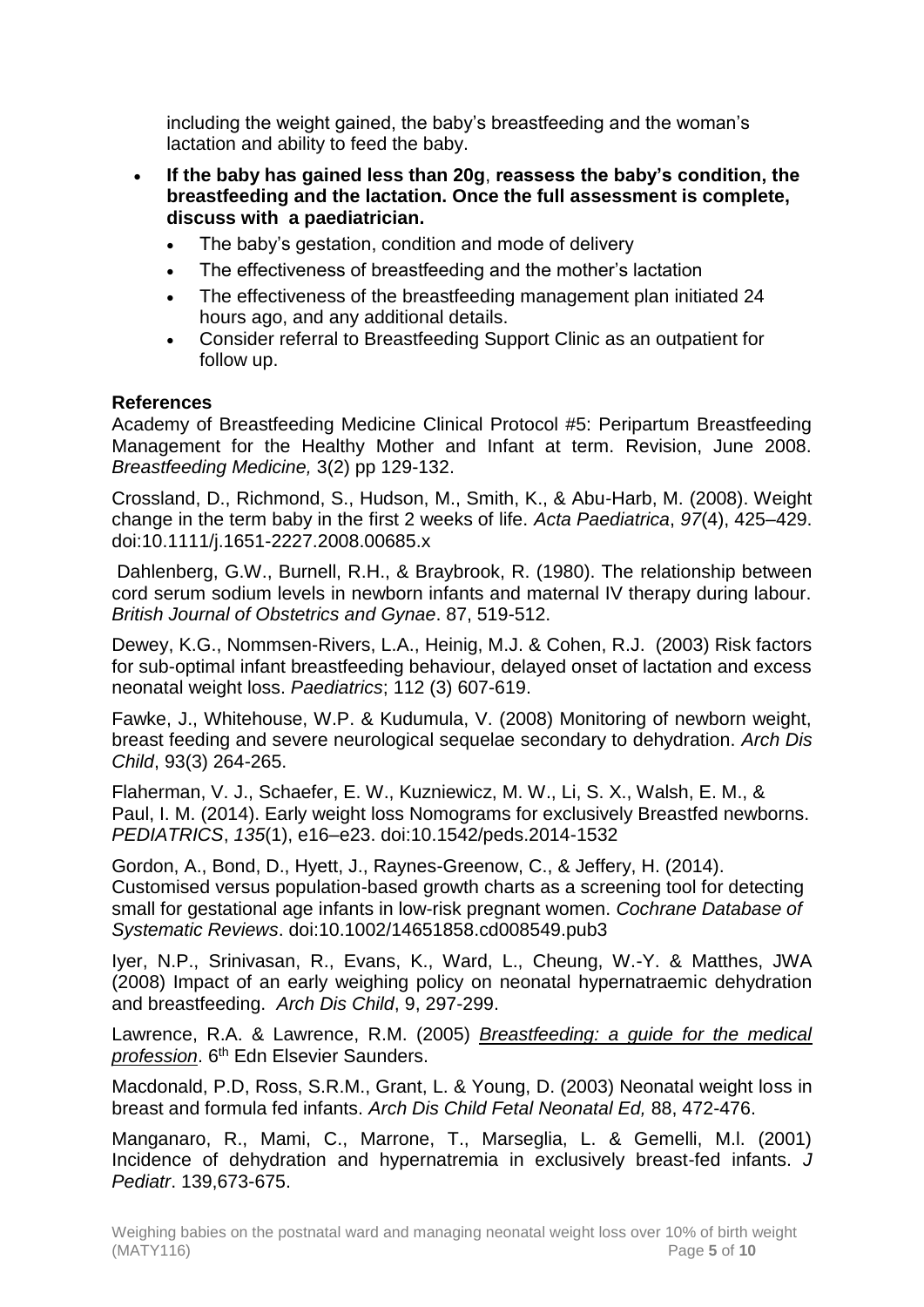including the weight gained, the baby's breastfeeding and the woman's lactation and ability to feed the baby.

- **If the baby has gained less than 20g**, **reassess the baby's condition, the breastfeeding and the lactation. Once the full assessment is complete, discuss with a paediatrician.**
  - The baby's gestation, condition and mode of delivery
  - The effectiveness of breastfeeding and the mother's lactation
  - The effectiveness of the breastfeeding management plan initiated 24 hours ago, and any additional details.
  - Consider referral to Breastfeeding Support Clinic as an outpatient for follow up.

### References

Academy of Breastfeeding Medicine Clinical Protocol #5: Peripartum Breastfeeding Management for the Healthy Mother and Infant at term. Revision, June 2008. *Breastfeeding Medicine,* 3(2) pp 129-132.

Crossland, D., Richmond, S., Hudson, M., Smith, K., & Abu-Harb, M. (2008). Weight change in the term baby in the first 2 weeks of life. *Acta Paediatrica*, *97*(4), 425–429. doi:10.1111/j.1651-2227.2008.00685.x

Dahlenberg, G.W., Burnell, R.H., & Braybrook, R. (1980). The relationship between cord serum sodium levels in newborn infants and maternal IV therapy during labour. *British Journal of Obstetrics and Gynae*. 87, 519-512.

Dewey, K.G., Nommsen-Rivers, L.A., Heinig, M.J. & Cohen, R.J. (2003) Risk factors for sub-optimal infant breastfeeding behaviour, delayed onset of lactation and excess neonatal weight loss. *Paediatrics*; 112 (3) 607-619.

Fawke, J., Whitehouse, W.P. & Kudumula, V. (2008) Monitoring of newborn weight, breast feeding and severe neurological sequelae secondary to dehydration. *Arch Dis Child*, 93(3) 264-265.

Flaherman, V. J., Schaefer, E. W., Kuzniewicz, M. W., Li, S. X., Walsh, E. M., & Paul, I. M. (2014). Early weight loss Nomograms for exclusively Breastfed newborns. *PEDIATRICS*, *135*(1), e16–e23. doi:10.1542/peds.2014-1532

Gordon, A., Bond, D., Hyett, J., Raynes-Greenow, C., & Jeffery, H. (2014). Customised versus population-based growth charts as a screening tool for detecting small for gestational age infants in low-risk pregnant women. *Cochrane Database of Systematic Reviews*. doi:10.1002/14651858.cd008549.pub3

Iyer, N.P., Srinivasan, R., Evans, K., Ward, L., Cheung, W.-Y. & Matthes, JWA (2008) Impact of an early weighing policy on neonatal hypernatraemic dehydration and breastfeeding. *Arch Dis Child*, 9, 297-299.

Lawrence, R.A. & Lawrence, R.M. (2005) *Breastfeeding: a guide for the medical profession*. 6th Edn Elsevier Saunders.

Macdonald, P.D, Ross, S.R.M., Grant, L. & Young, D. (2003) Neonatal weight loss in breast and formula fed infants. *Arch Dis Child Fetal Neonatal Ed,* 88, 472-476.

Manganaro, R., Mami, C., Marrone, T., Marseglia, L. & Gemelli, M.l. (2001) Incidence of dehydration and hypernatremia in exclusively breast-fed infants. *J Pediatr*. 139,673-675.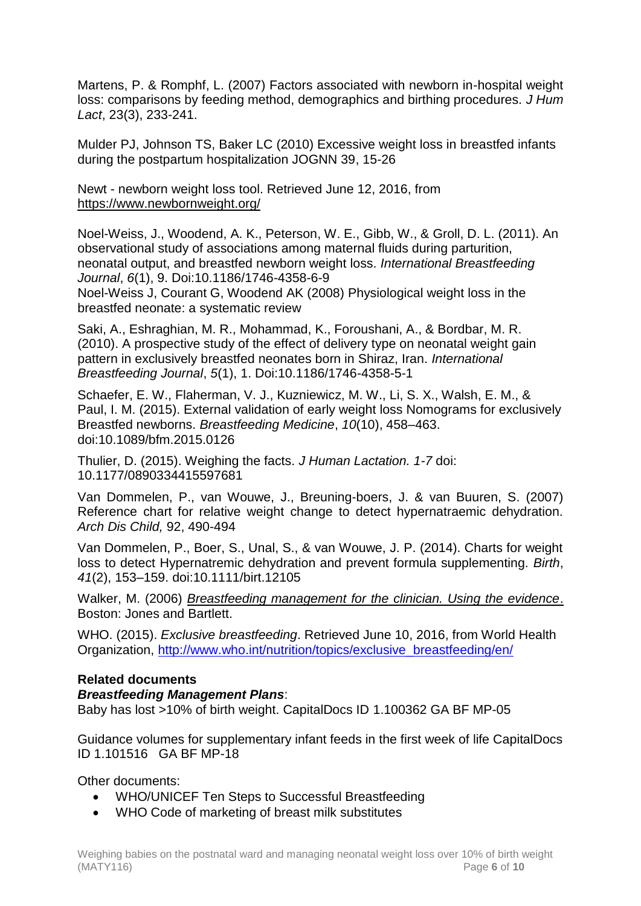Martens, P. & Romphf, L. (2007) Factors associated with newborn in-hospital weight loss: comparisons by feeding method, demographics and birthing procedures. *J Hum Lact*, 23(3), 233-241.

Mulder PJ, Johnson TS, Baker LC (2010) Excessive weight loss in breastfed infants during the postpartum hospitalization JOGNN 39, 15-26

Newt - newborn weight loss tool. Retrieved June 12, 2016, from https://www.newbornweight.org/

Noel-Weiss, J., Woodend, A. K., Peterson, W. E., Gibb, W., & Groll, D. L. (2011). An observational study of associations among maternal fluids during parturition, neonatal output, and breastfed newborn weight loss. *International Breastfeeding Journal*, *6*(1), 9. Doi:10.1186/1746-4358-6-9

Noel-Weiss J, Courant G, Woodend AK (2008) Physiological weight loss in the breastfed neonate: a systematic review

Saki, A., Eshraghian, M. R., Mohammad, K., Foroushani, A., & Bordbar, M. R. (2010). A prospective study of the effect of delivery type on neonatal weight gain pattern in exclusively breastfed neonates born in Shiraz, Iran. *International Breastfeeding Journal*, *5*(1), 1. Doi:10.1186/1746-4358-5-1

Schaefer, E. W., Flaherman, V. J., Kuzniewicz, M. W., Li, S. X., Walsh, E. M., & Paul, I. M. (2015). External validation of early weight loss Nomograms for exclusively Breastfed newborns. *Breastfeeding Medicine*, *10*(10), 458–463. doi:10.1089/bfm.2015.0126

Thulier, D. (2015). Weighing the facts. *J Human Lactation. 1-7* doi: 10.1177/0890334415597681

Van Dommelen, P., van Wouwe, J., Breuning-boers, J. & van Buuren, S. (2007) Reference chart for relative weight change to detect hypernatraemic dehydration. *Arch Dis Child,* 92, 490-494

Van Dommelen, P., Boer, S., Unal, S., & van Wouwe, J. P. (2014). Charts for weight loss to detect Hypernatremic dehydration and prevent formula supplementing. *Birth*, *41*(2), 153–159. doi:10.1111/birt.12105

Walker, M. (2006) *Breastfeeding management for the clinician. Using the evidence*. Boston: Jones and Bartlett.

WHO. (2015). *Exclusive breastfeeding*. Retrieved June 10, 2016, from World Health Organization, http://www.who.int/nutrition/topics/exclusive_breastfeeding/en/

**Related documents**

***Breastfeeding Management Plans***:

Baby has lost >10% of birth weight. CapitalDocs ID 1.100362 GA BF MP-05

Guidance volumes for supplementary infant feeds in the first week of life CapitalDocs ID 1.101516 GA BF MP-18

Other documents:

- WHO/UNICEF Ten Steps to Successful Breastfeeding
- WHO Code of marketing of breast milk substitutes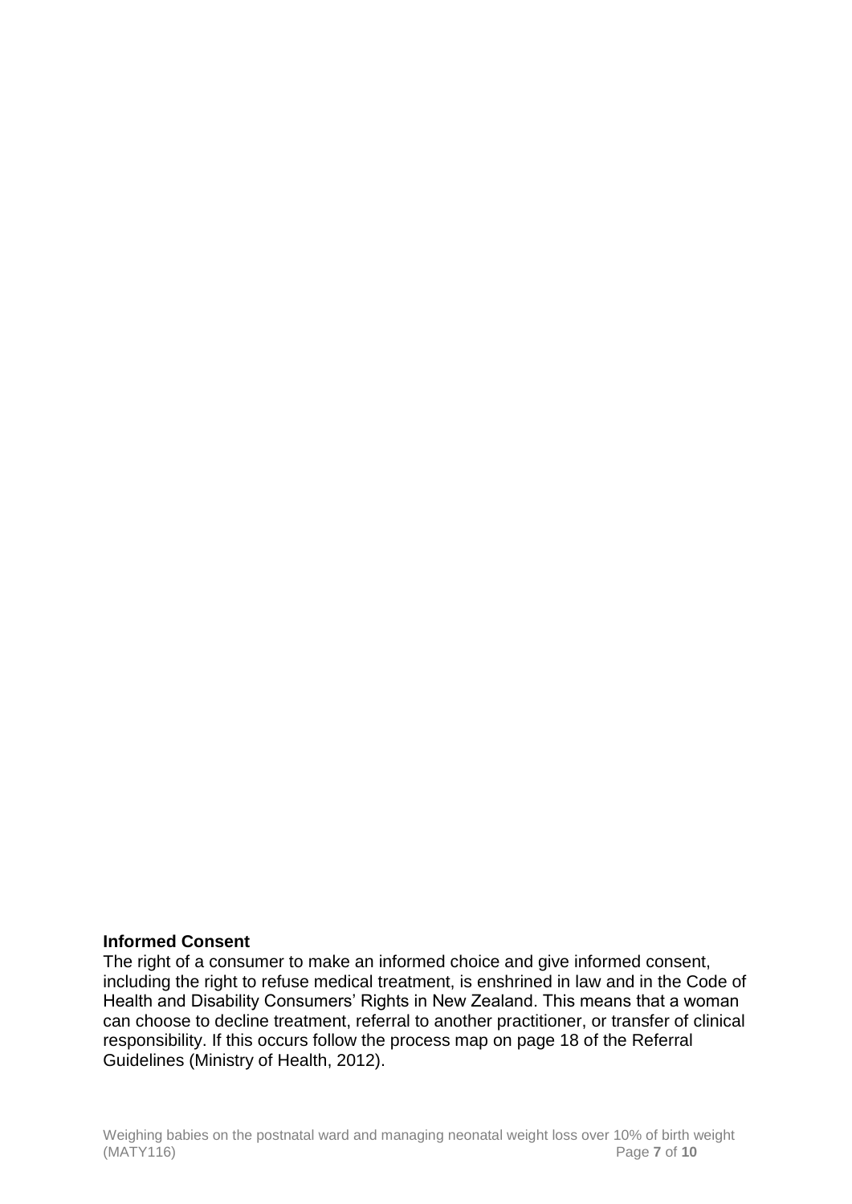**Informed Consent**

The right of a consumer to make an informed choice and give informed consent, including the right to refuse medical treatment, is enshrined in law and in the Code of Health and Disability Consumers' Rights in New Zealand. This means that a woman can choose to decline treatment, referral to another practitioner, or transfer of clinical responsibility. If this occurs follow the process map on page 18 of the Referral Guidelines (Ministry of Health, 2012).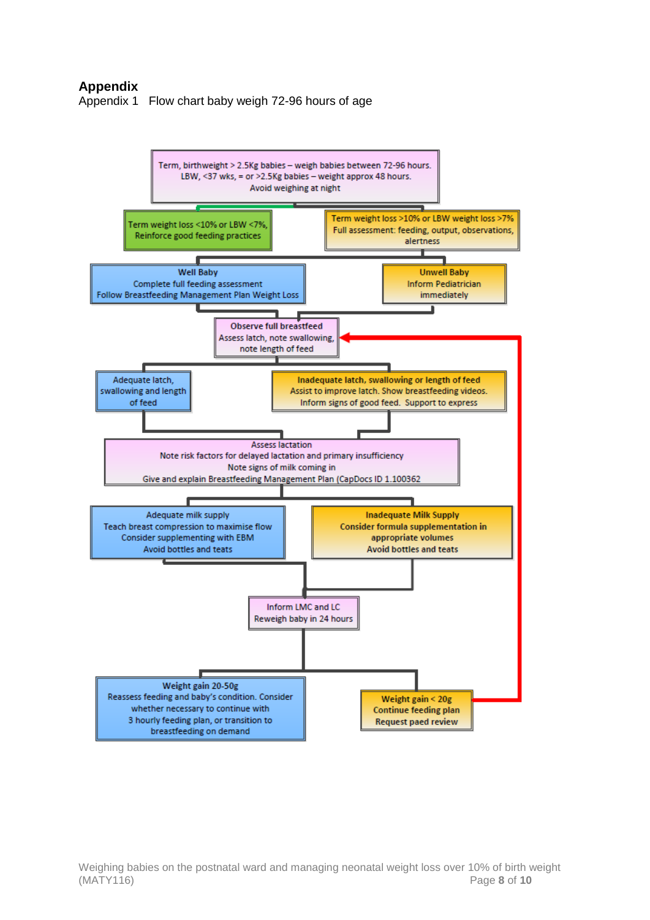## Appendix

Appendix 1 Flow chart baby weigh 72-96 hours of age

Term, birthweight > 2.5Kg babies – weigh babies between 72-96 hours.
LBW, <37 wks, = or >2.5Kg babies – weight approx 48 hours.
Avoid weighing at night

Term weight loss <10% or LBW <7%,
Reinforce good feeding practices

Term weight loss >10% or LBW weight loss >7%
Full assessment: feeding, output, observations, alertness

**Well Baby**
Complete full feeding assessment
Follow Breastfeeding Management Plan Weight Loss

**Unwell Baby**
Inform Pediatrician immediately

**Observe full breastfeed**
Assess latch, note swallowing, note length of feed

Adequate latch, swallowing and length of feed

**Inadequate latch, swallowing or length of feed**
Assist to improve latch. Show breastfeeding videos.
Inform signs of good feed. Support to express

Assess lactation
Note risk factors for delayed lactation and primary insufficiency
Note signs of milk coming in
Give and explain Breastfeeding Management Plan (CapDocs ID 1.100362

Adequate milk supply
Teach breast compression to maximise flow
Consider supplementing with EBM
Avoid bottles and teats

**Inadequate Milk Supply**
**Consider formula supplementation in appropriate volumes**
**Avoid bottles and teats**

Inform LMC and LC
Reweigh baby in 24 hours

**Weight gain 20-50g**
Reassess feeding and baby's condition. Consider whether necessary to continue with 3 hourly feeding plan, or transition to breastfeeding on demand

**Weight gain < 20g**
**Continue feeding plan**
**Request paed review**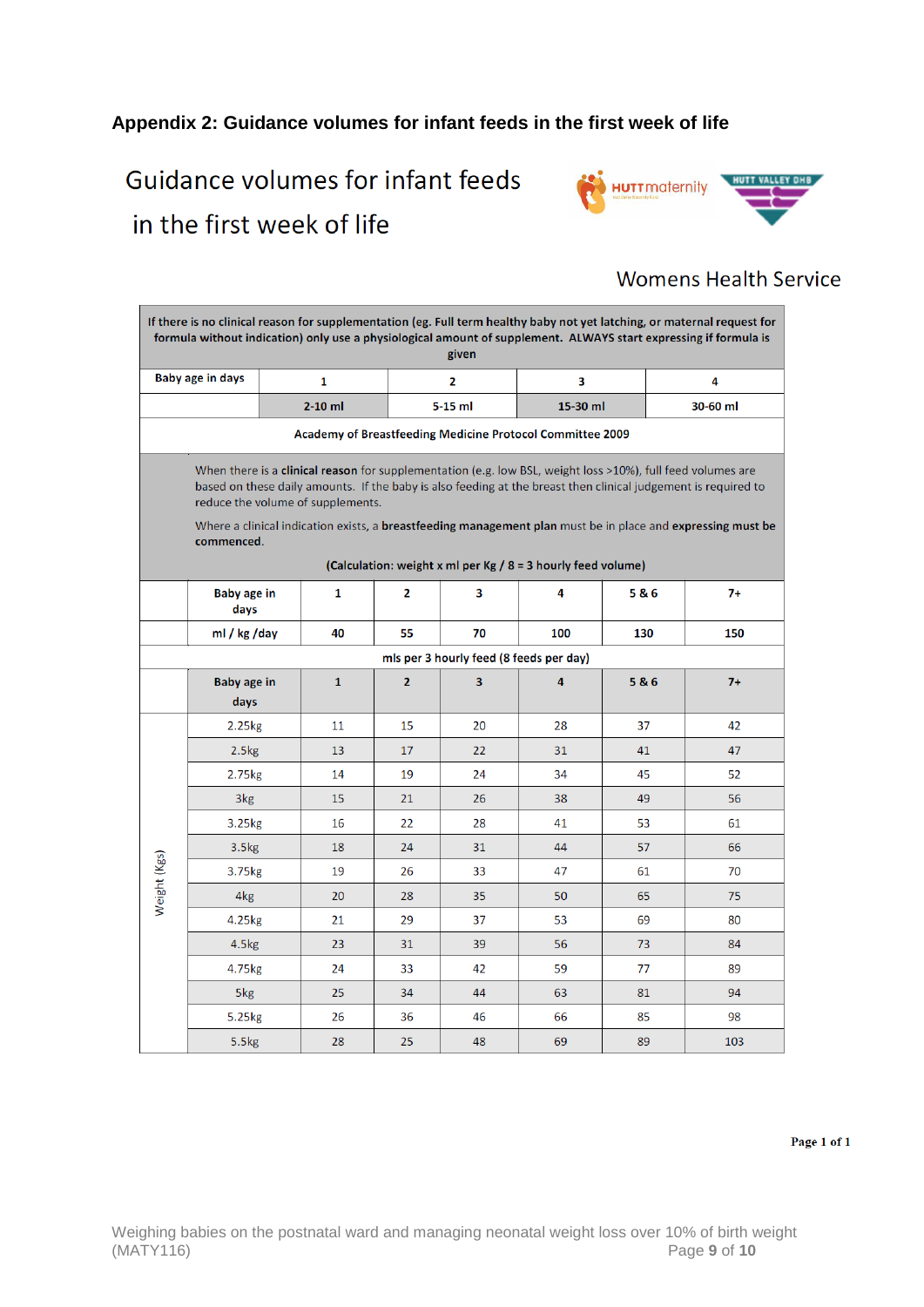## Appendix 2: Guidance volumes for infant feeds in the first week of life

# Guidance volumes for infant feeds in the first week of life

HUTT maternity — HUTT VALLEY DHB

Womens Health Service

**If there is no clinical reason for supplementation (eg. Full term healthy baby not yet latching, or maternal request for formula without indication) only use a physiological amount of supplement. ALWAYS start expressing if formula is given**

| Baby age in days | 1 | 2 | 3 | 4 |
|---|---|---|---|---|
| | 2-10 ml | 5-15 ml | 15-30 ml | 30-60 ml |

Academy of Breastfeeding Medicine Protocol Committee 2009

When there is a **clinical reason** for supplementation (e.g. low BSL, weight loss >10%), full feed volumes are based on these daily amounts. If the baby is also feeding at the breast then clinical judgement is required to reduce the volume of supplements.

Where a clinical indication exists, a **breastfeeding management plan** must be in place and **expressing must be commenced**.

**(Calculation: weight x ml per Kg / 8 = 3 hourly feed volume)**

| | Baby age in days | 1 | 2 | 3 | 4 | 5 & 6 | 7+ |
|---|---|---|---|---|---|---|---|
| | ml / kg /day | 40 | 55 | 70 | 100 | 130 | 150 |
| | **mls per 3 hourly feed (8 feeds per day)** | | | | | | |
| | **Baby age in days** | **1** | **2** | **3** | **4** | **5 & 6** | **7+** |
| Weight (Kgs) | 2.25kg | 11 | 15 | 20 | 28 | 37 | 42 |
| | 2.5kg | 13 | 17 | 22 | 31 | 41 | 47 |
| | 2.75kg | 14 | 19 | 24 | 34 | 45 | 52 |
| | 3kg | 15 | 21 | 26 | 38 | 49 | 56 |
| | 3.25kg | 16 | 22 | 28 | 41 | 53 | 61 |
| | 3.5kg | 18 | 24 | 31 | 44 | 57 | 66 |
| | 3.75kg | 19 | 26 | 33 | 47 | 61 | 70 |
| | 4kg | 20 | 28 | 35 | 50 | 65 | 75 |
| | 4.25kg | 21 | 29 | 37 | 53 | 69 | 80 |
| | 4.5kg | 23 | 31 | 39 | 56 | 73 | 84 |
| | 4.75kg | 24 | 33 | 42 | 59 | 77 | 89 |
| | 5kg | 25 | 34 | 44 | 63 | 81 | 94 |
| | 5.25kg | 26 | 36 | 46 | 66 | 85 | 98 |
| | 5.5kg | 28 | 25 | 48 | 69 | 89 | 103 |

**Page 1 of 1**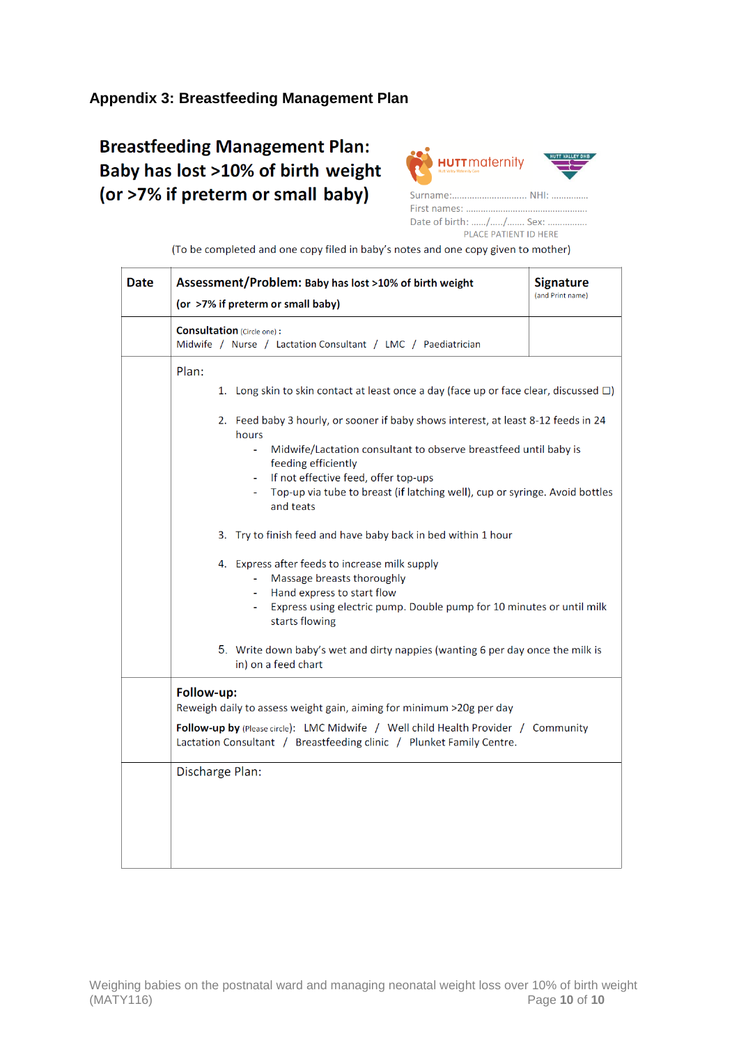## Appendix 3: Breastfeeding Management Plan

### Breastfeeding Management Plan: Baby has lost >10% of birth weight (or >7% if preterm or small baby)

HUTT maternity

HUTT VALLEY DHB

Surname:............................ NHI: ..............
First names: ................................................
Date of birth: ....../...../....... Sex: ................
PLACE PATIENT ID HERE

(To be completed and one copy filed in baby's notes and one copy given to mother)

| Date | Assessment/Problem: Baby has lost >10% of birth weight (or >7% if preterm or small baby) | Signature (and Print name) |
|---|---|---|
| | **Consultation** (Circle one) : Midwife / Nurse / Lactation Consultant / LMC / Paediatrician | |
| | Plan:<br>1. Long skin to skin contact at least once a day (face up or face clear, discussed ☐)<br>2. Feed baby 3 hourly, or sooner if baby shows interest, at least 8-12 feeds in 24 hours<br>- Midwife/Lactation consultant to observe breastfeed until baby is feeding efficiently<br>- If not effective feed, offer top-ups<br>- Top-up via tube to breast (if latching well), cup or syringe. Avoid bottles and teats<br>3. Try to finish feed and have baby back in bed within 1 hour<br>4. Express after feeds to increase milk supply<br>- Massage breasts thoroughly<br>- Hand express to start flow<br>- Express using electric pump. Double pump for 10 minutes or until milk starts flowing<br>5. Write down baby's wet and dirty nappies (wanting 6 per day once the milk is in) on a feed chart | |
| | **Follow-up:**<br>Reweigh daily to assess weight gain, aiming for minimum >20g per day<br>**Follow-up by** (Please circle): LMC Midwife / Well child Health Provider / Community Lactation Consultant / Breastfeeding clinic / Plunket Family Centre. | |
| | Discharge Plan: | |